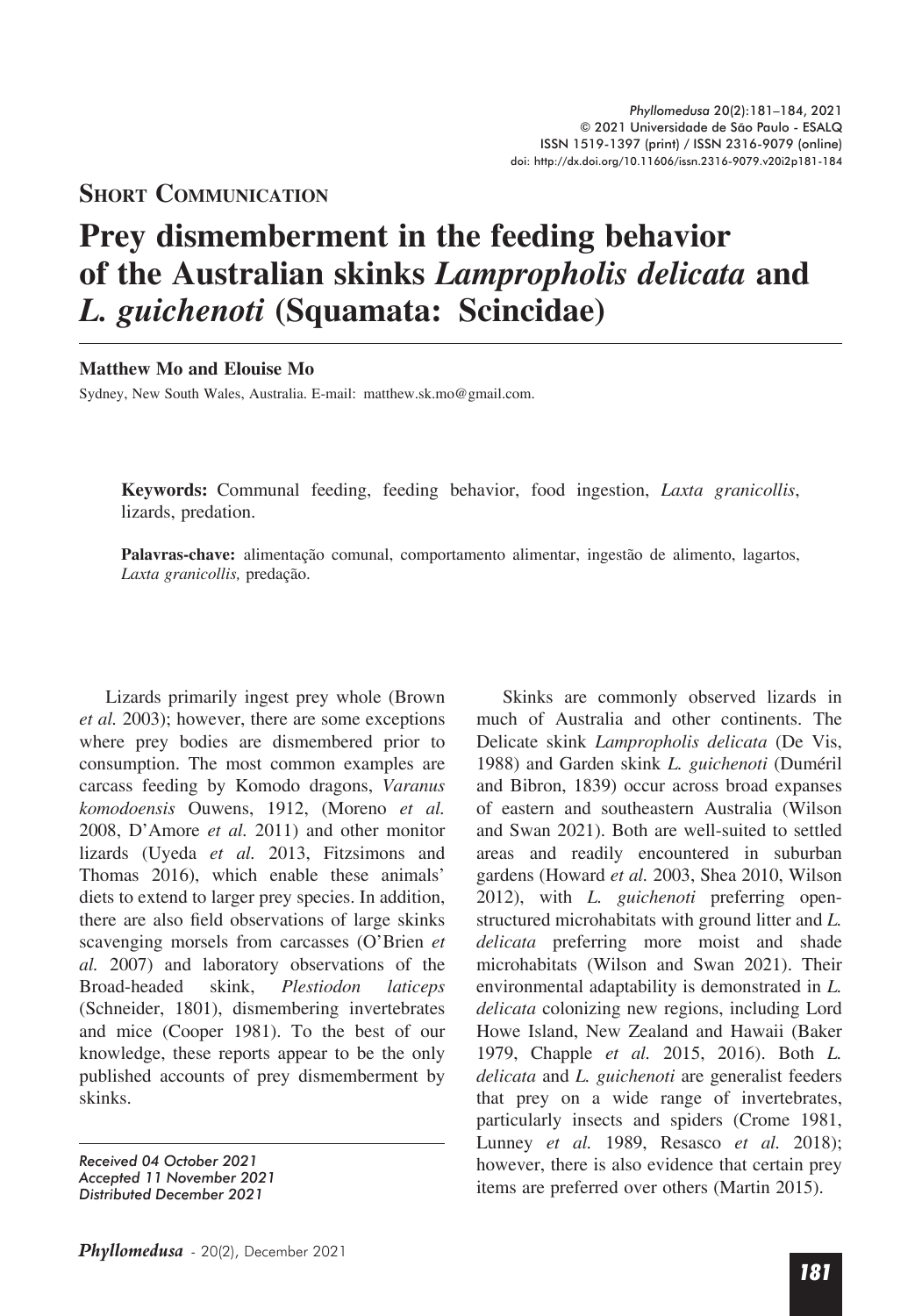**Short Communication**

# Prey dismemberment in the feeding behavior of the Australian skinks *Lampropholis delicata* and *L. guichenoti* (Squamata: Scincidae)

**Matthew Mo and Elouise Mo**

Sydney, New South Wales, Australia. E-mail: matthew.sk.mo@gmail.com.

**Keywords:** Communal feeding, feeding behavior, food ingestion, *Laxta granicollis*, lizards, predation.

**Palavras-chave:** alimentação comunal, comportamento alimentar, ingestão de alimento, lagartos, *Laxta granicollis,* predação.

Lizards primarily ingest prey whole (Brown *et al.* 2003); however, there are some exceptions where prey bodies are dismembered prior to consumption. The most common examples are carcass feeding by Komodo dragons, *Varanus komodoensis* Ouwens, 1912, (Moreno *et al.* 2008, D'Amore *et al.* 2011) and other monitor lizards (Uyeda *et al.* 2013, Fitzsimons and Thomas 2016), which enable these animals' diets to extend to larger prey species. In addition, there are also field observations of large skinks scavenging morsels from carcasses (O'Brien *et al.* 2007) and laboratory observations of the Broad-headed skink, *Plestiodon laticeps* (Schneider, 1801), dismembering invertebrates and mice (Cooper 1981). To the best of our knowledge, these reports appear to be the only published accounts of prey dismemberment by skinks.

Skinks are commonly observed lizards in much of Australia and other continents. The Delicate skink *Lampropholis delicata* (De Vis, 1988) and Garden skink *L. guichenoti* (Duméril and Bibron, 1839) occur across broad expanses of eastern and southeastern Australia (Wilson and Swan 2021). Both are well-suited to settled areas and readily encountered in suburban gardens (Howard *et al.* 2003, Shea 2010, Wilson 2012), with *L. guichenoti* preferring open-structured microhabitats with ground litter and *L. delicata* preferring more moist and shade microhabitats (Wilson and Swan 2021). Their environmental adaptability is demonstrated in *L. delicata* colonizing new regions, including Lord Howe Island, New Zealand and Hawaii (Baker 1979, Chapple *et al.* 2015, 2016). Both *L. delicata* and *L. guichenoti* are generalist feeders that prey on a wide range of invertebrates, particularly insects and spiders (Crome 1981, Lunney *et al.* 1989, Resasco *et al.* 2018); however, there is also evidence that certain prey items are preferred over others (Martin 2015).

*Received 04 October 2021*
*Accepted 11 November 2021*
*Distributed December 2021*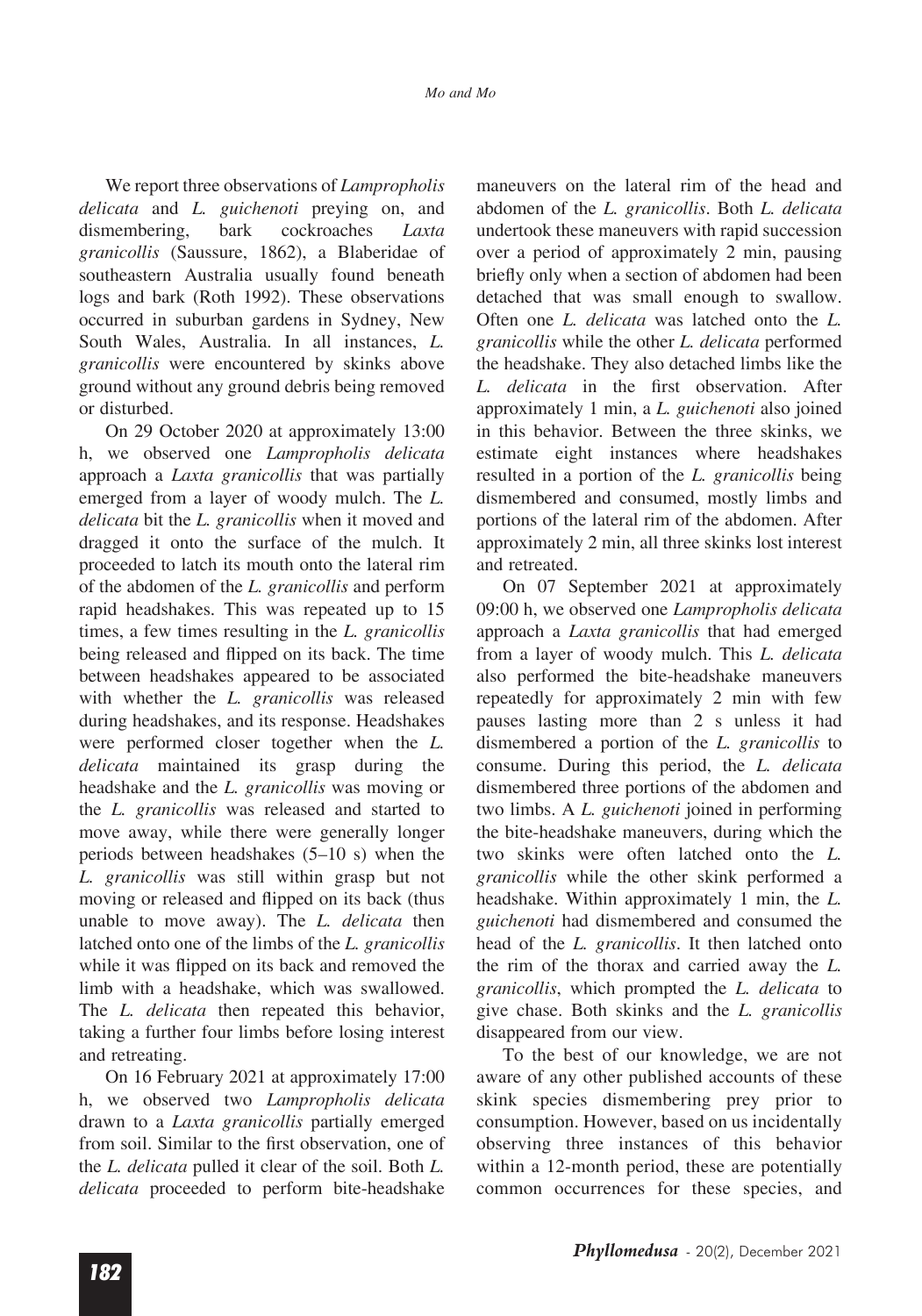We report three observations of *Lampropholis delicata* and *L. guichenoti* preying on, and dismembering, bark cockroaches *Laxta granicollis* (Saussure, 1862), a Blaberidae of southeastern Australia usually found beneath logs and bark (Roth 1992). These observations occurred in suburban gardens in Sydney, New South Wales, Australia. In all instances, *L. granicollis* were encountered by skinks above ground without any ground debris being removed or disturbed.

On 29 October 2020 at approximately 13:00 h, we observed one *Lampropholis delicata* approach a *Laxta granicollis* that was partially emerged from a layer of woody mulch. The *L. delicata* bit the *L. granicollis* when it moved and dragged it onto the surface of the mulch. It proceeded to latch its mouth onto the lateral rim of the abdomen of the *L. granicollis* and perform rapid headshakes. This was repeated up to 15 times, a few times resulting in the *L. granicollis* being released and flipped on its back. The time between headshakes appeared to be associated with whether the *L. granicollis* was released during headshakes, and its response. Headshakes were performed closer together when the *L. delicata* maintained its grasp during the headshake and the *L. granicollis* was moving or the *L. granicollis* was released and started to move away, while there were generally longer periods between headshakes (5–10 s) when the *L. granicollis* was still within grasp but not moving or released and flipped on its back (thus unable to move away). The *L. delicata* then latched onto one of the limbs of the *L. granicollis* while it was flipped on its back and removed the limb with a headshake, which was swallowed. The *L. delicata* then repeated this behavior, taking a further four limbs before losing interest and retreating.

On 16 February 2021 at approximately 17:00 h, we observed two *Lampropholis delicata* drawn to a *Laxta granicollis* partially emerged from soil. Similar to the first observation, one of the *L. delicata* pulled it clear of the soil. Both *L. delicata* proceeded to perform bite-headshake maneuvers on the lateral rim of the head and abdomen of the *L. granicollis*. Both *L. delicata* undertook these maneuvers with rapid succession over a period of approximately 2 min, pausing briefly only when a section of abdomen had been detached that was small enough to swallow. Often one *L. delicata* was latched onto the *L. granicollis* while the other *L. delicata* performed the headshake. They also detached limbs like the *L. delicata* in the first observation. After approximately 1 min, a *L. guichenoti* also joined in this behavior. Between the three skinks, we estimate eight instances where headshakes resulted in a portion of the *L. granicollis* being dismembered and consumed, mostly limbs and portions of the lateral rim of the abdomen. After approximately 2 min, all three skinks lost interest and retreated.

On 07 September 2021 at approximately 09:00 h, we observed one *Lampropholis delicata* approach a *Laxta granicollis* that had emerged from a layer of woody mulch. This *L. delicata* also performed the bite-headshake maneuvers repeatedly for approximately 2 min with few pauses lasting more than 2 s unless it had dismembered a portion of the *L. granicollis* to consume. During this period, the *L. delicata* dismembered three portions of the abdomen and two limbs. A *L. guichenoti* joined in performing the bite-headshake maneuvers, during which the two skinks were often latched onto the *L. granicollis* while the other skink performed a headshake. Within approximately 1 min, the *L. guichenoti* had dismembered and consumed the head of the *L. granicollis*. It then latched onto the rim of the thorax and carried away the *L. granicollis*, which prompted the *L. delicata* to give chase. Both skinks and the *L. granicollis* disappeared from our view.

To the best of our knowledge, we are not aware of any other published accounts of these skink species dismembering prey prior to consumption. However, based on us incidentally observing three instances of this behavior within a 12-month period, these are potentially common occurrences for these species, and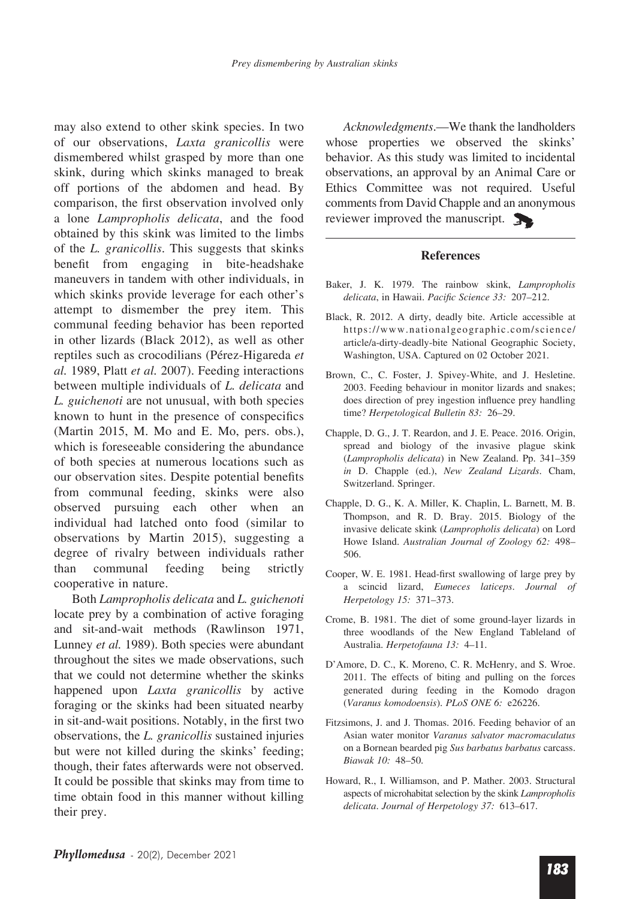may also extend to other skink species. In two of our observations, *Laxta granicollis* were dismembered whilst grasped by more than one skink, during which skinks managed to break off portions of the abdomen and head. By comparison, the first observation involved only a lone *Lampropholis delicata*, and the food obtained by this skink was limited to the limbs of the *L. granicollis*. This suggests that skinks benefit from engaging in bite-headshake maneuvers in tandem with other individuals, in which skinks provide leverage for each other's attempt to dismember the prey item. This communal feeding behavior has been reported in other lizards (Black 2012), as well as other reptiles such as crocodilians (Pérez-Higareda *et al.* 1989, Platt *et al.* 2007). Feeding interactions between multiple individuals of *L. delicata* and *L. guichenoti* are not unusual, with both species known to hunt in the presence of conspecifics (Martin 2015, M. Mo and E. Mo, pers. obs.), which is foreseeable considering the abundance of both species at numerous locations such as our observation sites. Despite potential benefits from communal feeding, skinks were also observed pursuing each other when an individual had latched onto food (similar to observations by Martin 2015), suggesting a degree of rivalry between individuals rather than communal feeding being strictly cooperative in nature.

Both *Lampropholis delicata* and *L. guichenoti* locate prey by a combination of active foraging and sit-and-wait methods (Rawlinson 1971, Lunney *et al.* 1989). Both species were abundant throughout the sites we made observations, such that we could not determine whether the skinks happened upon *Laxta granicollis* by active foraging or the skinks had been situated nearby in sit-and-wait positions. Notably, in the first two observations, the *L. granicollis* sustained injuries but were not killed during the skinks' feeding; though, their fates afterwards were not observed. It could be possible that skinks may from time to time obtain food in this manner without killing their prey.

*Acknowledgments*.—We thank the landholders whose properties we observed the skinks' behavior. As this study was limited to incidental observations, an approval by an Animal Care or Ethics Committee was not required. Useful comments from David Chapple and an anonymous reviewer improved the manuscript.

## References

Baker, J. K. 1979. The rainbow skink, *Lampropholis delicata*, in Hawaii. *Pacific Science 33:* 207–212.

Black, R. 2012. A dirty, deadly bite. Article accessible at https://www.nationalgeographic.com/science/article/a-dirty-deadly-bite National Geographic Society, Washington, USA. Captured on 02 October 2021.

Brown, C., C. Foster, J. Spivey-White, and J. Hesletine. 2003. Feeding behaviour in monitor lizards and snakes; does direction of prey ingestion influence prey handling time? *Herpetological Bulletin 83:* 26–29.

Chapple, D. G., J. T. Reardon, and J. E. Peace. 2016. Origin, spread and biology of the invasive plague skink (*Lampropholis delicata*) in New Zealand. Pp. 341–359 *in* D. Chapple (ed.), *New Zealand Lizards*. Cham, Switzerland. Springer.

Chapple, D. G., K. A. Miller, K. Chaplin, L. Barnett, M. B. Thompson, and R. D. Bray. 2015. Biology of the invasive delicate skink (*Lampropholis delicata*) on Lord Howe Island. *Australian Journal of Zoology 62:* 498–506.

Cooper, W. E. 1981. Head-first swallowing of large prey by a scincid lizard, *Eumeces laticeps*. *Journal of Herpetology 15:* 371–373.

Crome, B. 1981. The diet of some ground-layer lizards in three woodlands of the New England Tableland of Australia. *Herpetofauna 13:* 4–11.

D'Amore, D. C., K. Moreno, C. R. McHenry, and S. Wroe. 2011. The effects of biting and pulling on the forces generated during feeding in the Komodo dragon (*Varanus komodoensis*). *PLoS ONE 6:* e26226.

Fitzsimons, J. and J. Thomas. 2016. Feeding behavior of an Asian water monitor *Varanus salvator macromaculatus* on a Bornean bearded pig *Sus barbatus barbatus* carcass. *Biawak 10:* 48–50.

Howard, R., I. Williamson, and P. Mather. 2003. Structural aspects of microhabitat selection by the skink *Lampropholis delicata*. *Journal of Herpetology 37:* 613–617.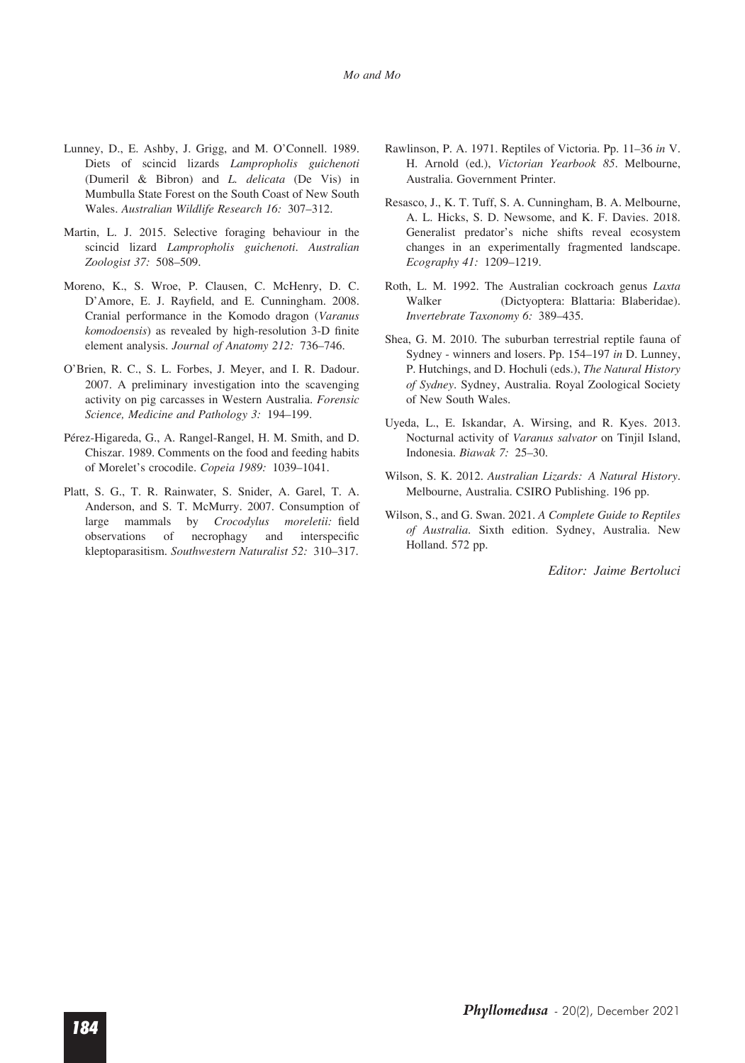Lunney, D., E. Ashby, J. Grigg, and M. O'Connell. 1989. Diets of scincid lizards *Lampropholis guichenoti* (Dumeril & Bibron) and *L. delicata* (De Vis) in Mumbulla State Forest on the South Coast of New South Wales. *Australian Wildlife Research 16:* 307–312.

Martin, L. J. 2015. Selective foraging behaviour in the scincid lizard *Lampropholis guichenoti*. *Australian Zoologist 37:* 508–509.

Moreno, K., S. Wroe, P. Clausen, C. McHenry, D. C. D'Amore, E. J. Rayfield, and E. Cunningham. 2008. Cranial performance in the Komodo dragon (*Varanus komodoensis*) as revealed by high-resolution 3-D finite element analysis. *Journal of Anatomy 212:* 736–746.

O'Brien, R. C., S. L. Forbes, J. Meyer, and I. R. Dadour. 2007. A preliminary investigation into the scavenging activity on pig carcasses in Western Australia. *Forensic Science, Medicine and Pathology 3:* 194–199.

Pérez-Higareda, G., A. Rangel-Rangel, H. M. Smith, and D. Chiszar. 1989. Comments on the food and feeding habits of Morelet's crocodile. *Copeia 1989:* 1039–1041.

Platt, S. G., T. R. Rainwater, S. Snider, A. Garel, T. A. Anderson, and S. T. McMurry. 2007. Consumption of large mammals by *Crocodylus moreletii:* field observations of necrophagy and interspecific kleptoparasitism. *Southwestern Naturalist 52:* 310–317.

Rawlinson, P. A. 1971. Reptiles of Victoria. Pp. 11–36 *in* V. H. Arnold (ed.), *Victorian Yearbook 85*. Melbourne, Australia. Government Printer.

Resasco, J., K. T. Tuff, S. A. Cunningham, B. A. Melbourne, A. L. Hicks, S. D. Newsome, and K. F. Davies. 2018. Generalist predator's niche shifts reveal ecosystem changes in an experimentally fragmented landscape. *Ecography 41:* 1209–1219.

Roth, L. M. 1992. The Australian cockroach genus *Laxta* Walker (Dictyoptera: Blattaria: Blaberidae). *Invertebrate Taxonomy 6:* 389–435.

Shea, G. M. 2010. The suburban terrestrial reptile fauna of Sydney - winners and losers. Pp. 154–197 *in* D. Lunney, P. Hutchings, and D. Hochuli (eds.), *The Natural History of Sydney*. Sydney, Australia. Royal Zoological Society of New South Wales.

Uyeda, L., E. Iskandar, A. Wirsing, and R. Kyes. 2013. Nocturnal activity of *Varanus salvator* on Tinjil Island, Indonesia. *Biawak 7:* 25–30.

Wilson, S. K. 2012. *Australian Lizards: A Natural History*. Melbourne, Australia. CSIRO Publishing. 196 pp.

Wilson, S., and G. Swan. 2021. *A Complete Guide to Reptiles of Australia*. Sixth edition. Sydney, Australia. New Holland. 572 pp.

*Editor: Jaime Bertoluci*